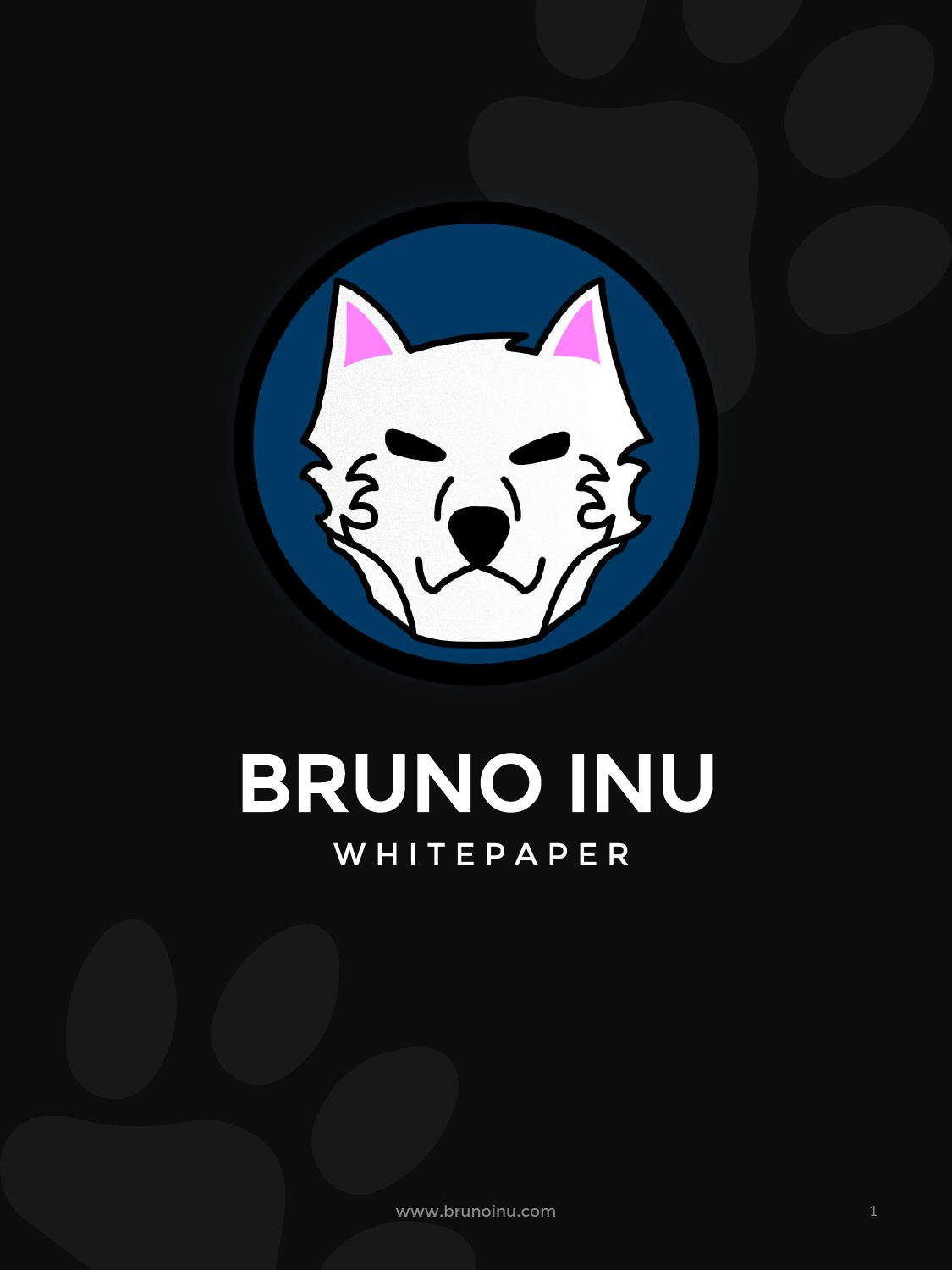# BRUNO INU

WHITEPAPER

www.brunoinu.com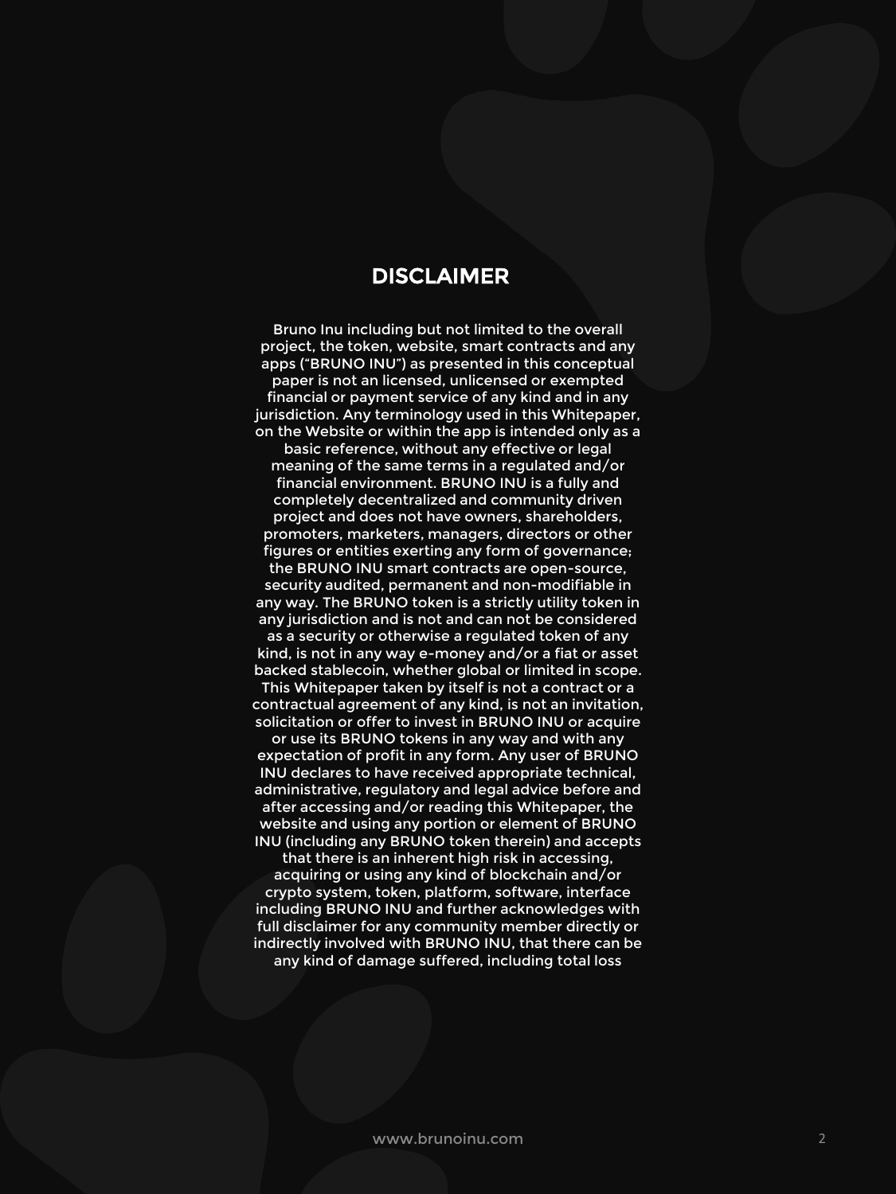## DISCLAIMER

Bruno Inu including but not limited to the overall project, the token, website, smart contracts and any apps ("BRUNO INU") as presented in this conceptual paper is not an licensed, unlicensed or exempted financial or payment service of any kind and in any jurisdiction. Any terminology used in this Whitepaper, on the Website or within the app is intended only as a basic reference, without any effective or legal meaning of the same terms in a regulated and/or financial environment. BRUNO INU is a fully and completely decentralized and community driven project and does not have owners, shareholders, promoters, marketers, managers, directors or other figures or entities exerting any form of governance; the BRUNO INU smart contracts are open-source, security audited, permanent and non-modifiable in any way. The BRUNO token is a strictly utility token in any jurisdiction and is not and can not be considered as a security or otherwise a regulated token of any kind, is not in any way e-money and/or a fiat or asset backed stablecoin, whether global or limited in scope. This Whitepaper taken by itself is not a contract or a contractual agreement of any kind, is not an invitation, solicitation or offer to invest in BRUNO INU or acquire or use its BRUNO tokens in any way and with any expectation of profit in any form. Any user of BRUNO INU declares to have received appropriate technical, administrative, regulatory and legal advice before and after accessing and/or reading this Whitepaper, the website and using any portion or element of BRUNO INU (including any BRUNO token therein) and accepts that there is an inherent high risk in accessing, acquiring or using any kind of blockchain and/or crypto system, token, platform, software, interface including BRUNO INU and further acknowledges with full disclaimer for any community member directly or indirectly involved with BRUNO INU, that there can be any kind of damage suffered, including total loss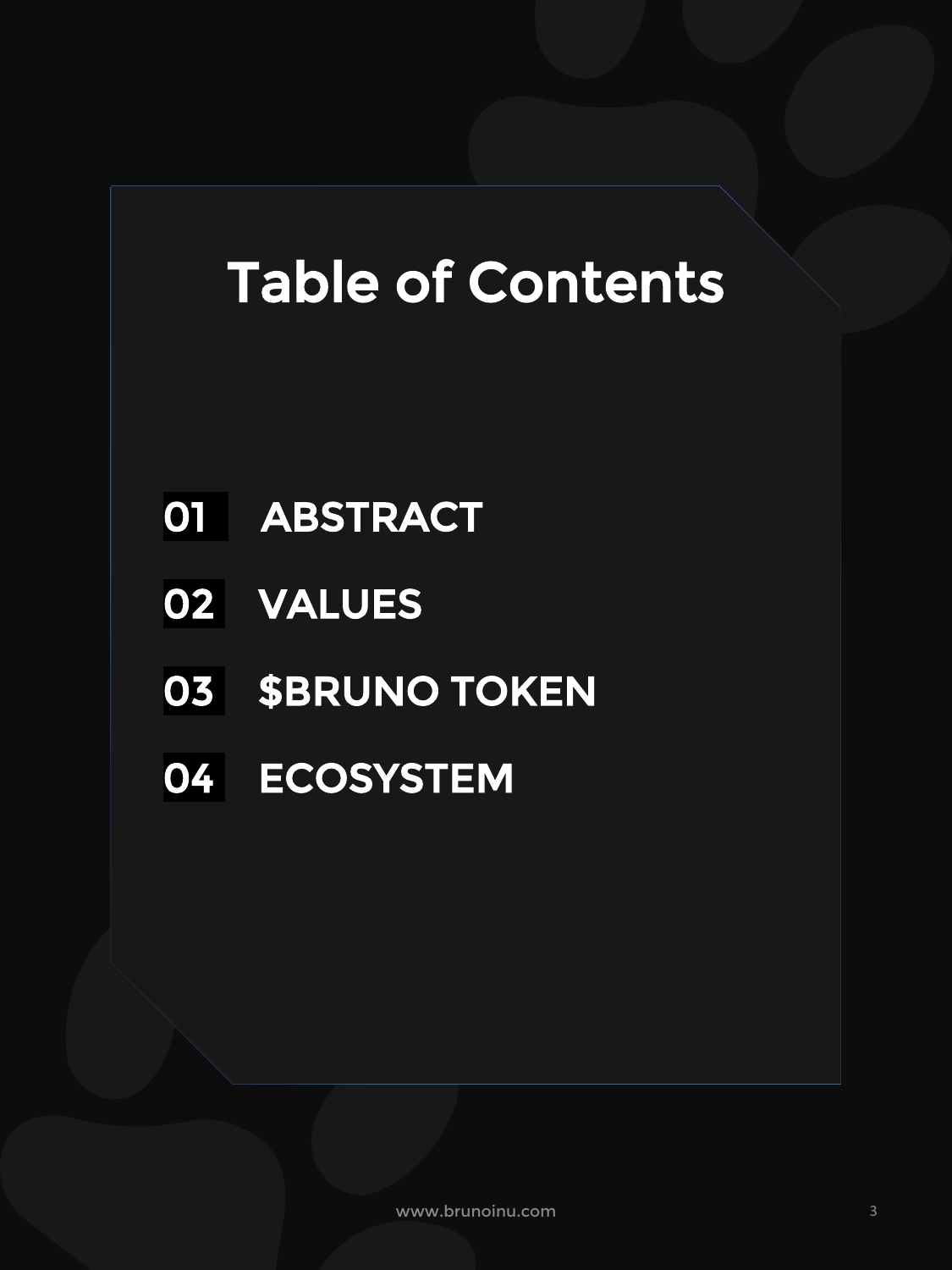# Table of Contents

01 ABSTRACT

02 VALUES

03 $BRUNO TOKEN

04 ECOSYSTEM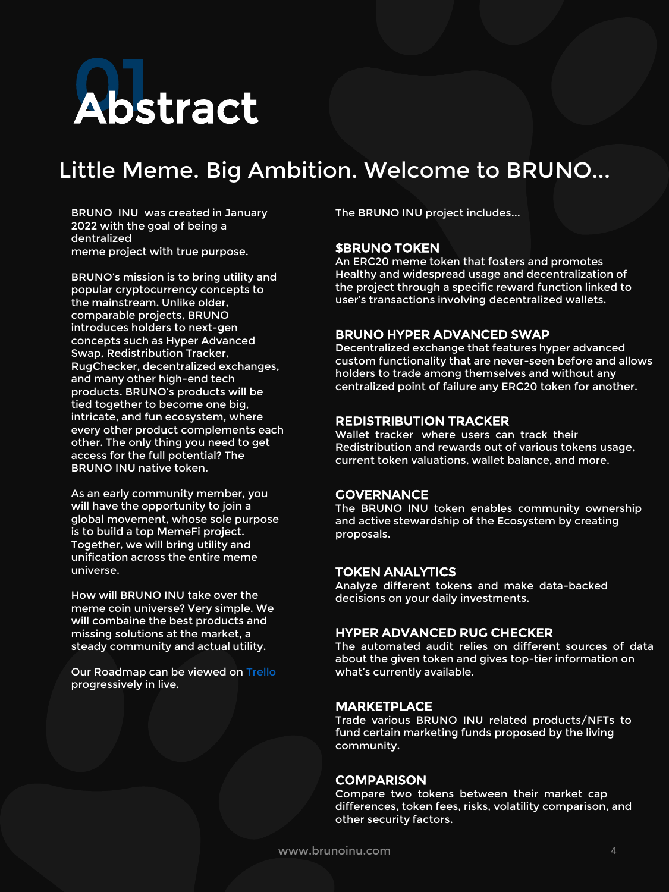# 01 Abstract

## Little Meme. Big Ambition. Welcome to BRUNO...

BRUNO INU was created in January 2022 with the goal of being a dentralized
meme project with true purpose.

BRUNO's mission is to bring utility and popular cryptocurrency concepts to the mainstream. Unlike older, comparable projects, BRUNO introduces holders to next-gen concepts such as Hyper Advanced Swap, Redistribution Tracker, RugChecker, decentralized exchanges, and many other high-end tech products. BRUNO's products will be tied together to become one big, intricate, and fun ecosystem, where every other product complements each other. The only thing you need to get access for the full potential? The BRUNO INU native token.

As an early community member, you will have the opportunity to join a global movement, whose sole purpose is to build a top MemeFi project. Together, we will bring utility and unification across the entire meme universe.

How will BRUNO INU take over the meme coin universe? Very simple. We will combaine the best products and missing solutions at the market, a steady community and actual utility.

Our Roadmap can be viewed on [Trello] progressively in live.

The BRUNO INU project includes...

### $BRUNO TOKEN

An ERC20 meme token that fosters and promotes Healthy and widespread usage and decentralization of the project through a specific reward function linked to user's transactions involving decentralized wallets.

### BRUNO HYPER ADVANCED SWAP

Decentralized exchange that features hyper advanced custom functionality that are never-seen before and allows holders to trade among themselves and without any centralized point of failure any ERC20 token for another.

### REDISTRIBUTION TRACKER

Wallet tracker where users can track their Redistribution and rewards out of various tokens usage, current token valuations, wallet balance, and more.

### GOVERNANCE

The BRUNO INU token enables community ownership and active stewardship of the Ecosystem by creating proposals.

### TOKEN ANALYTICS

Analyze different tokens and make data-backed decisions on your daily investments.

### HYPER ADVANCED RUG CHECKER

The automated audit relies on different sources of data about the given token and gives top-tier information on what's currently available.

### MARKETPLACE

Trade various BRUNO INU related products/NFTs to fund certain marketing funds proposed by the living community.

### COMPARISON

Compare two tokens between their market cap differences, token fees, risks, volatility comparison, and other security factors.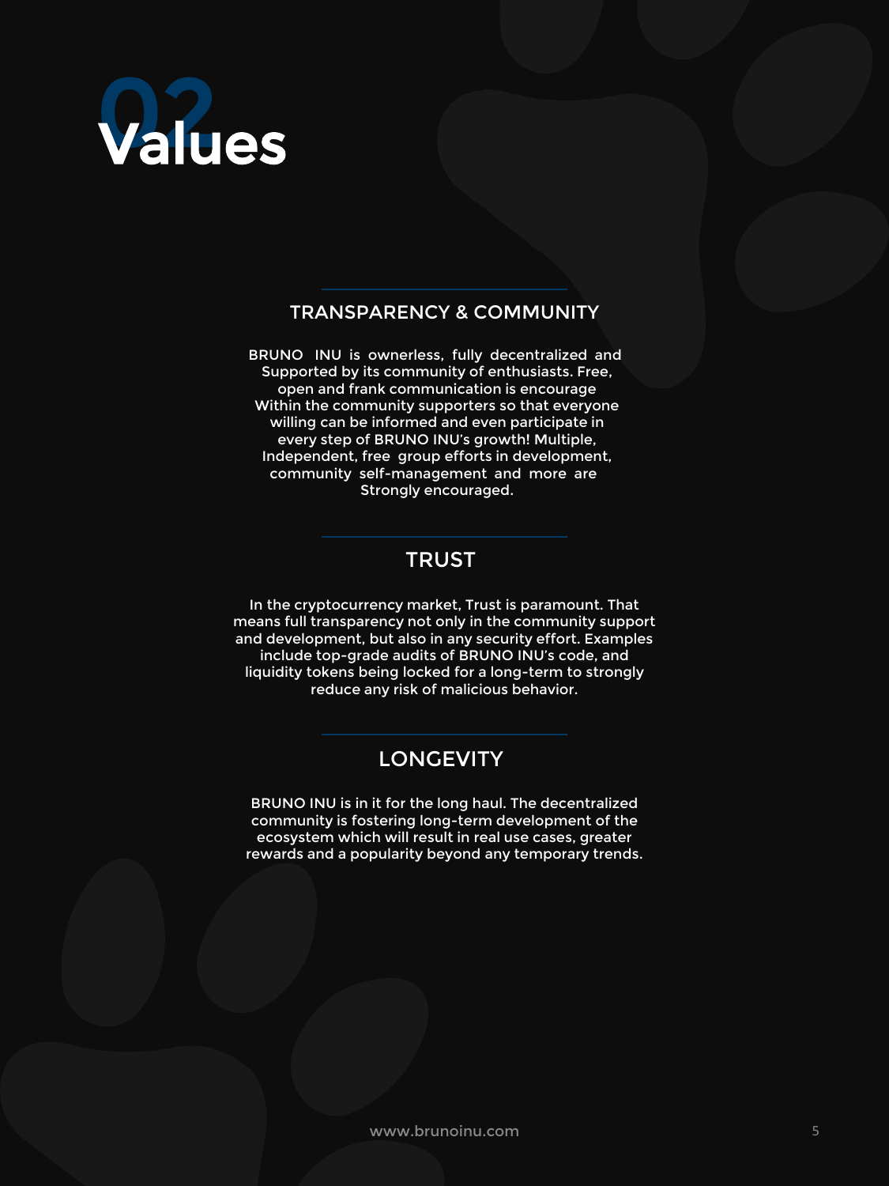# 02 Values

## TRANSPARENCY & COMMUNITY

BRUNO INU is ownerless, fully decentralized and Supported by its community of enthusiasts. Free, open and frank communication is encourage Within the community supporters so that everyone willing can be informed and even participate in every step of BRUNO INU's growth! Multiple, Independent, free group efforts in development, community self-management and more are Strongly encouraged.

## TRUST

In the cryptocurrency market, Trust is paramount. That means full transparency not only in the community support and development, but also in any security effort. Examples include top-grade audits of BRUNO INU's code, and liquidity tokens being locked for a long-term to strongly reduce any risk of malicious behavior.

## LONGEVITY

BRUNO INU is in it for the long haul. The decentralized community is fostering long-term development of the ecosystem which will result in real use cases, greater rewards and a popularity beyond any temporary trends.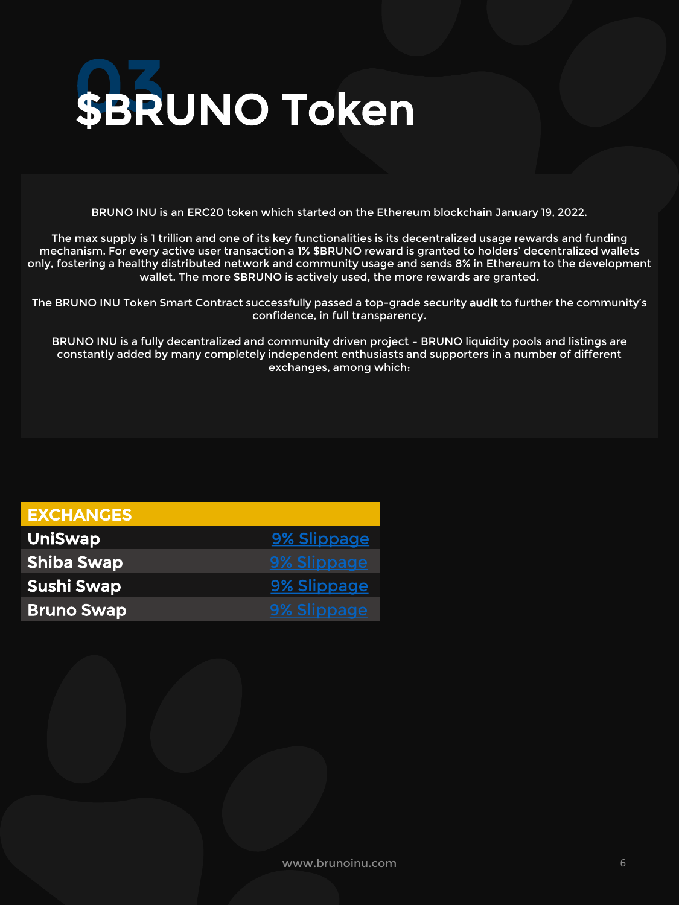# 03 $BRUNO Token

BRUNO INU is an ERC20 token which started on the Ethereum blockchain January 19, 2022.

The max supply is 1 trillion and one of its key functionalities is its decentralized usage rewards and funding mechanism. For every active user transaction a 1% $BRUNO reward is granted to holders' decentralized wallets only, fostering a healthy distributed network and community usage and sends 8% in Ethereum to the development wallet. The more $BRUNO is actively used, the more rewards are granted.

The BRUNO INU Token Smart Contract successfully passed a top-grade security **audit** to further the community's confidence, in full transparency.

BRUNO INU is a fully decentralized and community driven project - BRUNO liquidity pools and listings are constantly added by many completely independent enthusiasts and supporters in a number of different exchanges, among which:

| EXCHANGES | |
|---|---|
| UniSwap | 9% Slippage |
| Shiba Swap | 9% Slippage |
| Sushi Swap | 9% Slippage |
| Bruno Swap | 9% Slippage |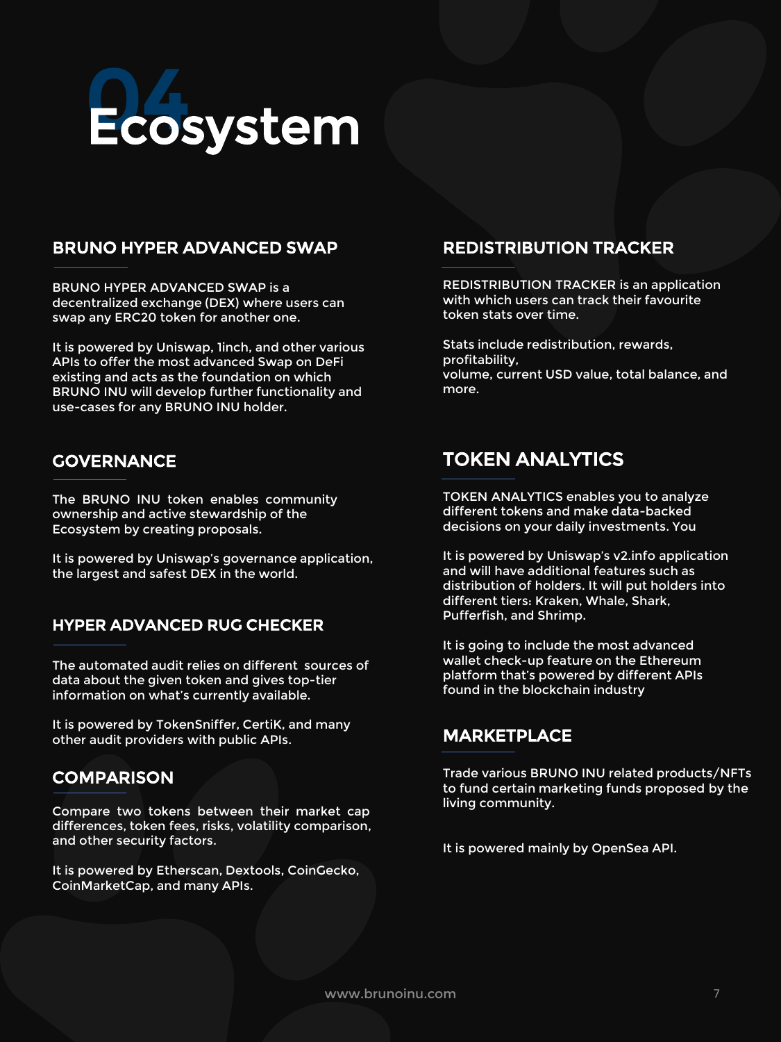# 04 Ecosystem

## BRUNO HYPER ADVANCED SWAP

BRUNO HYPER ADVANCED SWAP is a decentralized exchange (DEX) where users can swap any ERC20 token for another one.

It is powered by Uniswap, 1inch, and other various APIs to offer the most advanced Swap on DeFi existing and acts as the foundation on which BRUNO INU will develop further functionality and use-cases for any BRUNO INU holder.

## GOVERNANCE

The BRUNO INU token enables community ownership and active stewardship of the Ecosystem by creating proposals.

It is powered by Uniswap's governance application, the largest and safest DEX in the world.

## HYPER ADVANCED RUG CHECKER

The automated audit relies on different sources of data about the given token and gives top-tier information on what's currently available.

It is powered by TokenSniffer, CertiK, and many other audit providers with public APIs.

## COMPARISON

Compare two tokens between their market cap differences, token fees, risks, volatility comparison, and other security factors.

It is powered by Etherscan, Dextools, CoinGecko, CoinMarketCap, and many APIs.

## REDISTRIBUTION TRACKER

REDISTRIBUTION TRACKER is an application with which users can track their favourite token stats over time.

Stats include redistribution, rewards, profitability,
volume, current USD value, total balance, and more.

## TOKEN ANALYTICS

TOKEN ANALYTICS enables you to analyze different tokens and make data-backed decisions on your daily investments. You

It is powered by Uniswap's v2.info application and will have additional features such as distribution of holders. It will put holders into different tiers: Kraken, Whale, Shark, Pufferfish, and Shrimp.

It is going to include the most advanced wallet check-up feature on the Ethereum platform that's powered by different APIs found in the blockchain industry

## MARKETPLACE

Trade various BRUNO INU related products/NFTs to fund certain marketing funds proposed by the living community.

It is powered mainly by OpenSea API.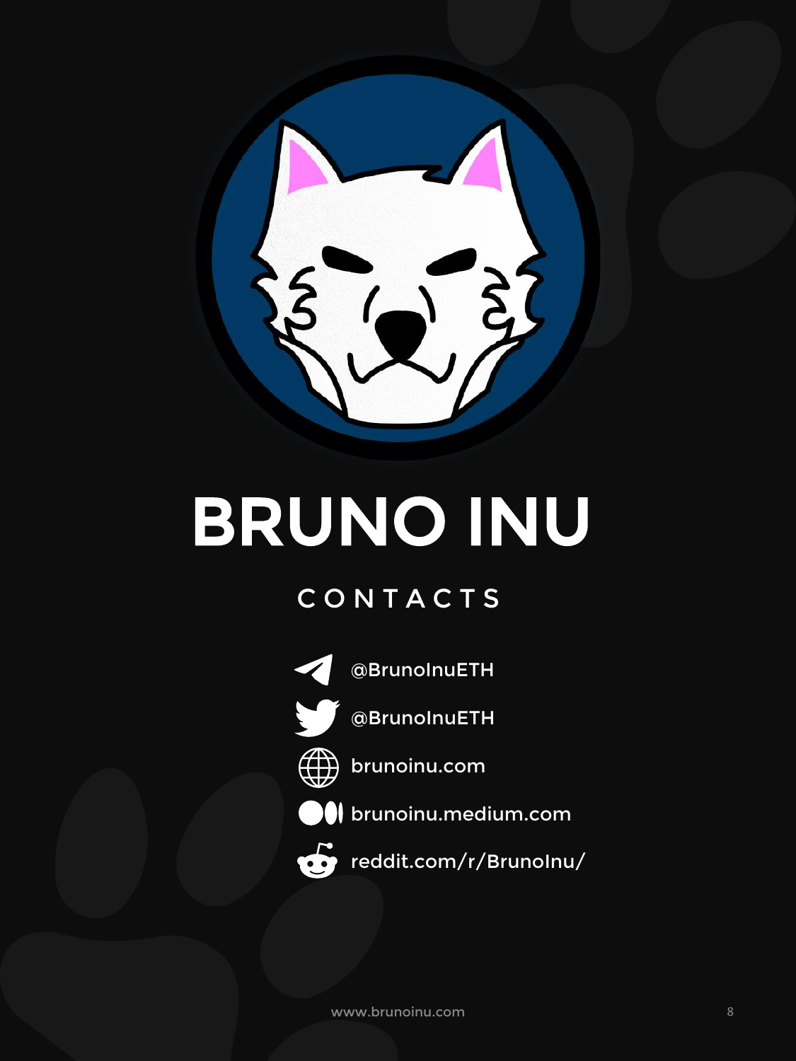# BRUNO INU

## CONTACTS

- @BrunoInuETH
- @BrunoInuETH
- brunoinu.com
- brunoinu.medium.com
- reddit.com/r/BrunoInu/